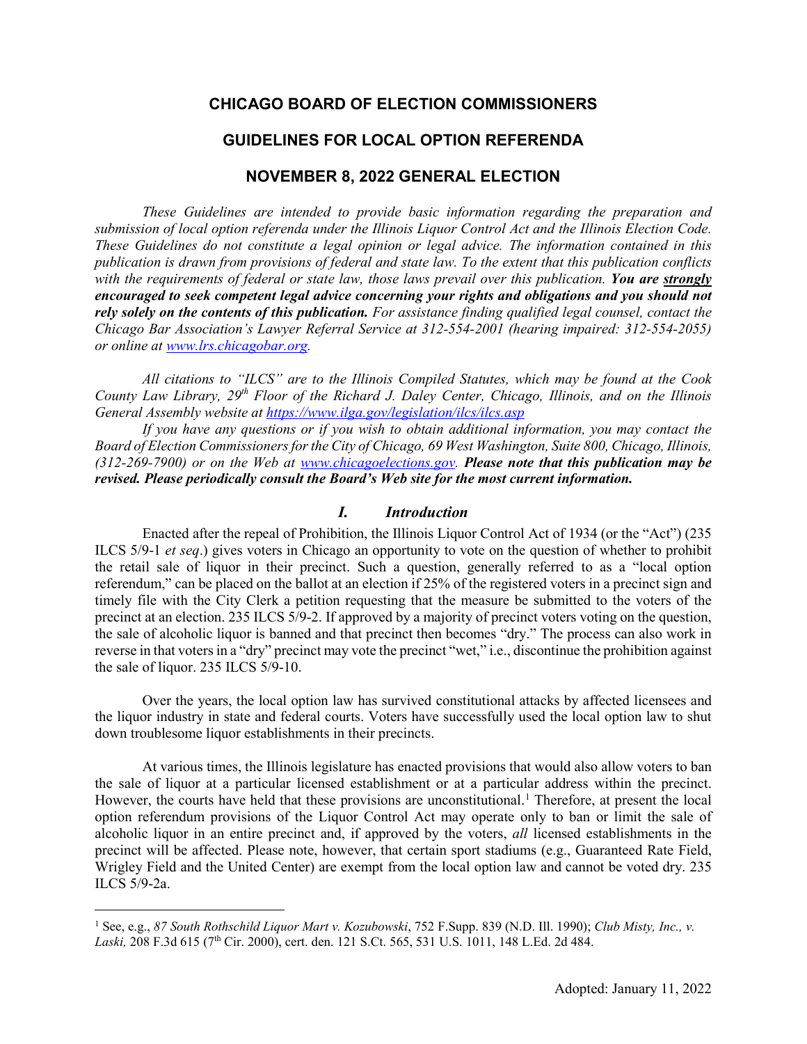# CHICAGO BOARD OF ELECTION COMMISSIONERS

## GUIDELINES FOR LOCAL OPTION REFERENDA

## NOVEMBER 8, 2022 GENERAL ELECTION

*These Guidelines are intended to provide basic information regarding the preparation and submission of local option referenda under the Illinois Liquor Control Act and the Illinois Election Code. These Guidelines do not constitute a legal opinion or legal advice. The information contained in this publication is drawn from provisions of federal and state law. To the extent that this publication conflicts with the requirements of federal or state law, those laws prevail over this publication.* ***You are <u>strongly</u> encouraged to seek competent legal advice concerning your rights and obligations and you should not rely solely on the contents of this publication.*** *For assistance finding qualified legal counsel, contact the Chicago Bar Association's Lawyer Referral Service at 312-554-2001 (hearing impaired: 312-554-2055) or online at [www.lrs.chicagobar.org](www.lrs.chicagobar.org).*

*All citations to "ILCS" are to the Illinois Compiled Statutes, which may be found at the Cook County Law Library, 29th Floor of the Richard J. Daley Center, Chicago, Illinois, and on the Illinois General Assembly website at [https://www.ilga.gov/legislation/ilcs/ilcs.asp](https://www.ilga.gov/legislation/ilcs/ilcs.asp)*

*If you have any questions or if you wish to obtain additional information, you may contact the Board of Election Commissioners for the City of Chicago, 69 West Washington, Suite 800, Chicago, Illinois, (312-269-7900) or on the Web at [www.chicagoelections.gov](www.chicagoelections.gov).* ***Please note that this publication may be revised. Please periodically consult the Board's Web site for the most current information.***

### *I. Introduction*

Enacted after the repeal of Prohibition, the Illinois Liquor Control Act of 1934 (or the "Act") (235 ILCS 5/9-1 *et seq*.) gives voters in Chicago an opportunity to vote on the question of whether to prohibit the retail sale of liquor in their precinct. Such a question, generally referred to as a "local option referendum," can be placed on the ballot at an election if 25% of the registered voters in a precinct sign and timely file with the City Clerk a petition requesting that the measure be submitted to the voters of the precinct at an election. 235 ILCS 5/9-2. If approved by a majority of precinct voters voting on the question, the sale of alcoholic liquor is banned and that precinct then becomes "dry." The process can also work in reverse in that voters in a "dry" precinct may vote the precinct "wet," i.e., discontinue the prohibition against the sale of liquor. 235 ILCS 5/9-10.

Over the years, the local option law has survived constitutional attacks by affected licensees and the liquor industry in state and federal courts. Voters have successfully used the local option law to shut down troublesome liquor establishments in their precincts.

At various times, the Illinois legislature has enacted provisions that would also allow voters to ban the sale of liquor at a particular licensed establishment or at a particular address within the precinct. However, the courts have held that these provisions are unconstitutional.[1] Therefore, at present the local option referendum provisions of the Liquor Control Act may operate only to ban or limit the sale of alcoholic liquor in an entire precinct and, if approved by the voters, *all* licensed establishments in the precinct will be affected. Please note, however, that certain sport stadiums (e.g., Guaranteed Rate Field, Wrigley Field and the United Center) are exempt from the local option law and cannot be voted dry. 235 ILCS 5/9-2a.

---

[1] See, e.g., *87 South Rothschild Liquor Mart v. Kozubowski*, 752 F.Supp. 839 (N.D. Ill. 1990); *Club Misty, Inc., v. Laski,* 208 F.3d 615 (7th Cir. 2000), cert. den. 121 S.Ct. 565, 531 U.S. 1011, 148 L.Ed. 2d 484.

Adopted: January 11, 2022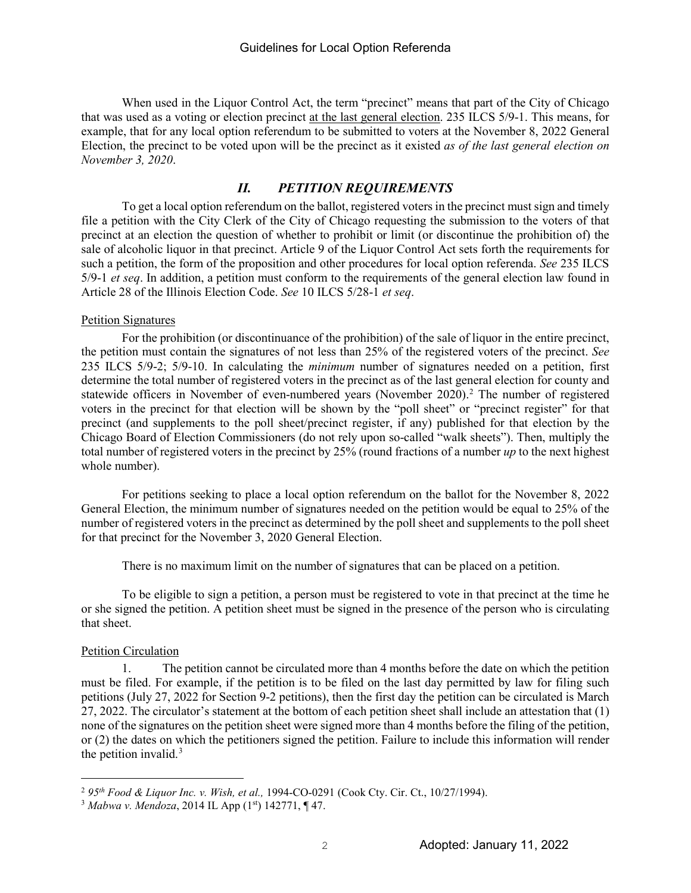When used in the Liquor Control Act, the term "precinct" means that part of the City of Chicago that was used as a voting or election precinct at the last general election. 235 ILCS 5/9-1. This means, for example, that for any local option referendum to be submitted to voters at the November 8, 2022 General Election, the precinct to be voted upon will be the precinct as it existed *as of the last general election on November 3, 2020*.

## *II. PETITION REQUIREMENTS*

To get a local option referendum on the ballot, registered voters in the precinct must sign and timely file a petition with the City Clerk of the City of Chicago requesting the submission to the voters of that precinct at an election the question of whether to prohibit or limit (or discontinue the prohibition of) the sale of alcoholic liquor in that precinct. Article 9 of the Liquor Control Act sets forth the requirements for such a petition, the form of the proposition and other procedures for local option referenda. *See* 235 ILCS 5/9-1 *et seq*. In addition, a petition must conform to the requirements of the general election law found in Article 28 of the Illinois Election Code. *See* 10 ILCS 5/28-1 *et seq*.

### Petition Signatures

For the prohibition (or discontinuance of the prohibition) of the sale of liquor in the entire precinct, the petition must contain the signatures of not less than 25% of the registered voters of the precinct. *See* 235 ILCS 5/9-2; 5/9-10. In calculating the *minimum* number of signatures needed on a petition, first determine the total number of registered voters in the precinct as of the last general election for county and statewide officers in November of even-numbered years (November 2020).[2] The number of registered voters in the precinct for that election will be shown by the "poll sheet" or "precinct register" for that precinct (and supplements to the poll sheet/precinct register, if any) published for that election by the Chicago Board of Election Commissioners (do not rely upon so-called "walk sheets"). Then, multiply the total number of registered voters in the precinct by 25% (round fractions of a number *up* to the next highest whole number).

For petitions seeking to place a local option referendum on the ballot for the November 8, 2022 General Election, the minimum number of signatures needed on the petition would be equal to 25% of the number of registered voters in the precinct as determined by the poll sheet and supplements to the poll sheet for that precinct for the November 3, 2020 General Election.

There is no maximum limit on the number of signatures that can be placed on a petition.

To be eligible to sign a petition, a person must be registered to vote in that precinct at the time he or she signed the petition. A petition sheet must be signed in the presence of the person who is circulating that sheet.

### Petition Circulation

1. The petition cannot be circulated more than 4 months before the date on which the petition must be filed. For example, if the petition is to be filed on the last day permitted by law for filing such petitions (July 27, 2022 for Section 9-2 petitions), then the first day the petition can be circulated is March 27, 2022. The circulator's statement at the bottom of each petition sheet shall include an attestation that (1) none of the signatures on the petition sheet were signed more than 4 months before the filing of the petition, or (2) the dates on which the petitioners signed the petition. Failure to include this information will render the petition invalid.[3]

---

[2] *95th Food & Liquor Inc. v. Wish, et al.,* 1994-CO-0291 (Cook Cty. Cir. Ct., 10/27/1994).

[3] *Mabwa v. Mendoza*, 2014 IL App (1st) 142771, ¶ 47.

Adopted: January 11, 2022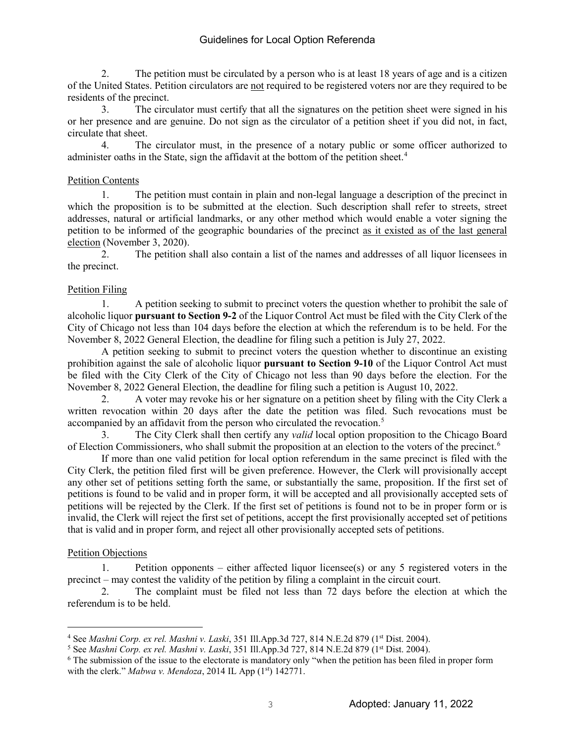2. The petition must be circulated by a person who is at least 18 years of age and is a citizen of the United States. Petition circulators are not required to be registered voters nor are they required to be residents of the precinct.

3. The circulator must certify that all the signatures on the petition sheet were signed in his or her presence and are genuine. Do not sign as the circulator of a petition sheet if you did not, in fact, circulate that sheet.

4. The circulator must, in the presence of a notary public or some officer authorized to administer oaths in the State, sign the affidavit at the bottom of the petition sheet.[4]

Petition Contents

1. The petition must contain in plain and non-legal language a description of the precinct in which the proposition is to be submitted at the election. Such description shall refer to streets, street addresses, natural or artificial landmarks, or any other method which would enable a voter signing the petition to be informed of the geographic boundaries of the precinct as it existed as of the last general election (November 3, 2020).

2. The petition shall also contain a list of the names and addresses of all liquor licensees in the precinct.

Petition Filing

1. A petition seeking to submit to precinct voters the question whether to prohibit the sale of alcoholic liquor **pursuant to Section 9-2** of the Liquor Control Act must be filed with the City Clerk of the City of Chicago not less than 104 days before the election at which the referendum is to be held. For the November 8, 2022 General Election, the deadline for filing such a petition is July 27, 2022.

A petition seeking to submit to precinct voters the question whether to discontinue an existing prohibition against the sale of alcoholic liquor **pursuant to Section 9-10** of the Liquor Control Act must be filed with the City Clerk of the City of Chicago not less than 90 days before the election. For the November 8, 2022 General Election, the deadline for filing such a petition is August 10, 2022.

2. A voter may revoke his or her signature on a petition sheet by filing with the City Clerk a written revocation within 20 days after the date the petition was filed. Such revocations must be accompanied by an affidavit from the person who circulated the revocation.[5]

3. The City Clerk shall then certify any *valid* local option proposition to the Chicago Board of Election Commissioners, who shall submit the proposition at an election to the voters of the precinct.[6]

If more than one valid petition for local option referendum in the same precinct is filed with the City Clerk, the petition filed first will be given preference. However, the Clerk will provisionally accept any other set of petitions setting forth the same, or substantially the same, proposition. If the first set of petitions is found to be valid and in proper form, it will be accepted and all provisionally accepted sets of petitions will be rejected by the Clerk. If the first set of petitions is found not to be in proper form or is invalid, the Clerk will reject the first set of petitions, accept the first provisionally accepted set of petitions that is valid and in proper form, and reject all other provisionally accepted sets of petitions.

Petition Objections

1. Petition opponents – either affected liquor licensee(s) or any 5 registered voters in the precinct – may contest the validity of the petition by filing a complaint in the circuit court.

2. The complaint must be filed not less than 72 days before the election at which the referendum is to be held.

---

[4] See *Mashni Corp. ex rel. Mashni v. Laski*, 351 Ill.App.3d 727, 814 N.E.2d 879 (1st Dist. 2004).

[5] See *Mashni Corp. ex rel. Mashni v. Laski*, 351 Ill.App.3d 727, 814 N.E.2d 879 (1st Dist. 2004).

[6] The submission of the issue to the electorate is mandatory only "when the petition has been filed in proper form with the clerk." *Mabwa v. Mendoza*, 2014 IL App (1st) 142771.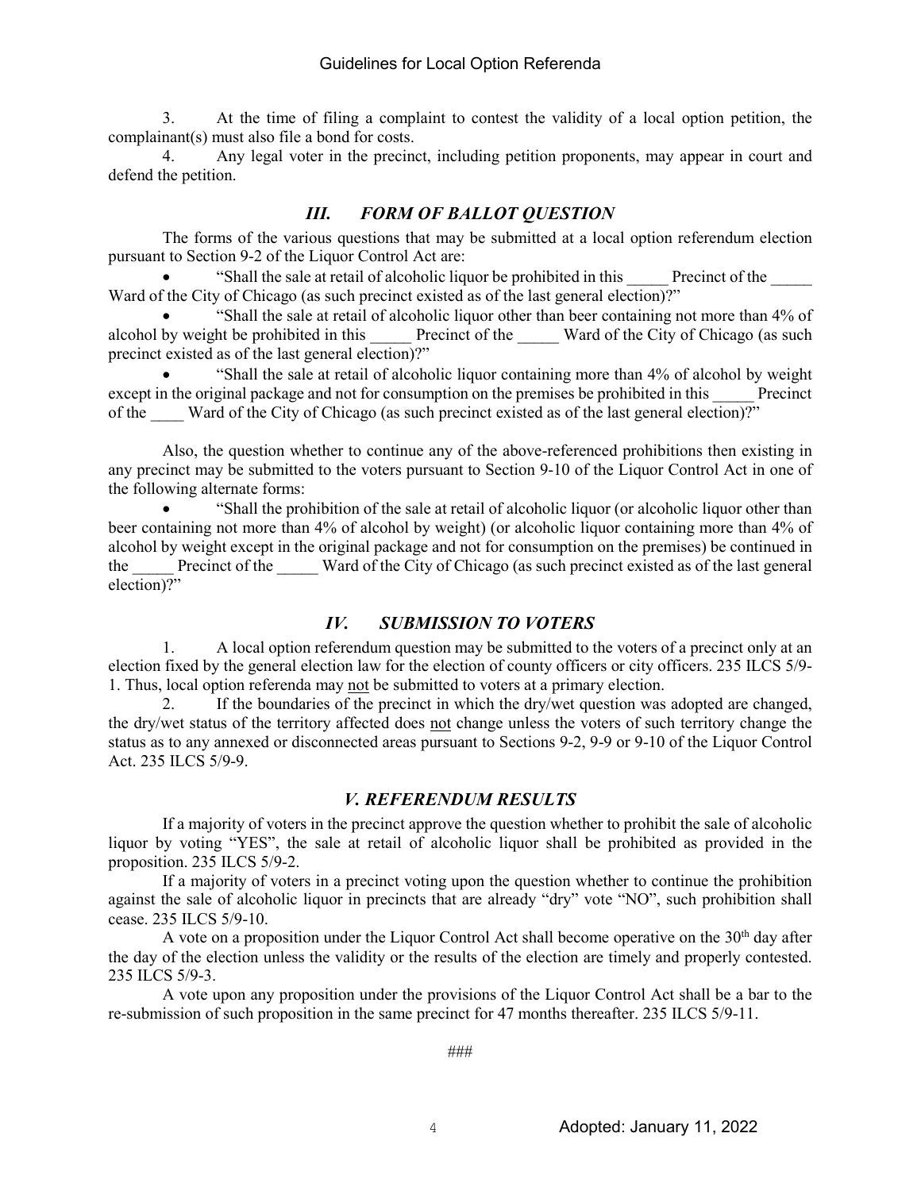3. At the time of filing a complaint to contest the validity of a local option petition, the complainant(s) must also file a bond for costs.

4. Any legal voter in the precinct, including petition proponents, may appear in court and defend the petition.

## *III. FORM OF BALLOT QUESTION*

The forms of the various questions that may be submitted at a local option referendum election pursuant to Section 9-2 of the Liquor Control Act are:

- "Shall the sale at retail of alcoholic liquor be prohibited in this _____ Precinct of the _____ Ward of the City of Chicago (as such precinct existed as of the last general election)?"
- "Shall the sale at retail of alcoholic liquor other than beer containing not more than 4% of alcohol by weight be prohibited in this _____ Precinct of the _____ Ward of the City of Chicago (as such precinct existed as of the last general election)?"
- "Shall the sale at retail of alcoholic liquor containing more than 4% of alcohol by weight except in the original package and not for consumption on the premises be prohibited in this _____ Precinct of the ____ Ward of the City of Chicago (as such precinct existed as of the last general election)?"

Also, the question whether to continue any of the above-referenced prohibitions then existing in any precinct may be submitted to the voters pursuant to Section 9-10 of the Liquor Control Act in one of the following alternate forms:

- "Shall the prohibition of the sale at retail of alcoholic liquor (or alcoholic liquor other than beer containing not more than 4% of alcohol by weight) (or alcoholic liquor containing more than 4% of alcohol by weight except in the original package and not for consumption on the premises) be continued in the _____ Precinct of the _____ Ward of the City of Chicago (as such precinct existed as of the last general election)?"

## *IV. SUBMISSION TO VOTERS*

1. A local option referendum question may be submitted to the voters of a precinct only at an election fixed by the general election law for the election of county officers or city officers. 235 ILCS 5/9-1. Thus, local option referenda may not be submitted to voters at a primary election.

2. If the boundaries of the precinct in which the dry/wet question was adopted are changed, the dry/wet status of the territory affected does not change unless the voters of such territory change the status as to any annexed or disconnected areas pursuant to Sections 9-2, 9-9 or 9-10 of the Liquor Control Act. 235 ILCS 5/9-9.

## *V. REFERENDUM RESULTS*

If a majority of voters in the precinct approve the question whether to prohibit the sale of alcoholic liquor by voting "YES", the sale at retail of alcoholic liquor shall be prohibited as provided in the proposition. 235 ILCS 5/9-2.

If a majority of voters in a precinct voting upon the question whether to continue the prohibition against the sale of alcoholic liquor in precincts that are already "dry" vote "NO", such prohibition shall cease. 235 ILCS 5/9-10.

A vote on a proposition under the Liquor Control Act shall become operative on the 30th day after the day of the election unless the validity or the results of the election are timely and properly contested. 235 ILCS 5/9-3.

A vote upon any proposition under the provisions of the Liquor Control Act shall be a bar to the re-submission of such proposition in the same precinct for 47 months thereafter. 235 ILCS 5/9-11.

###

Adopted: January 11, 2022